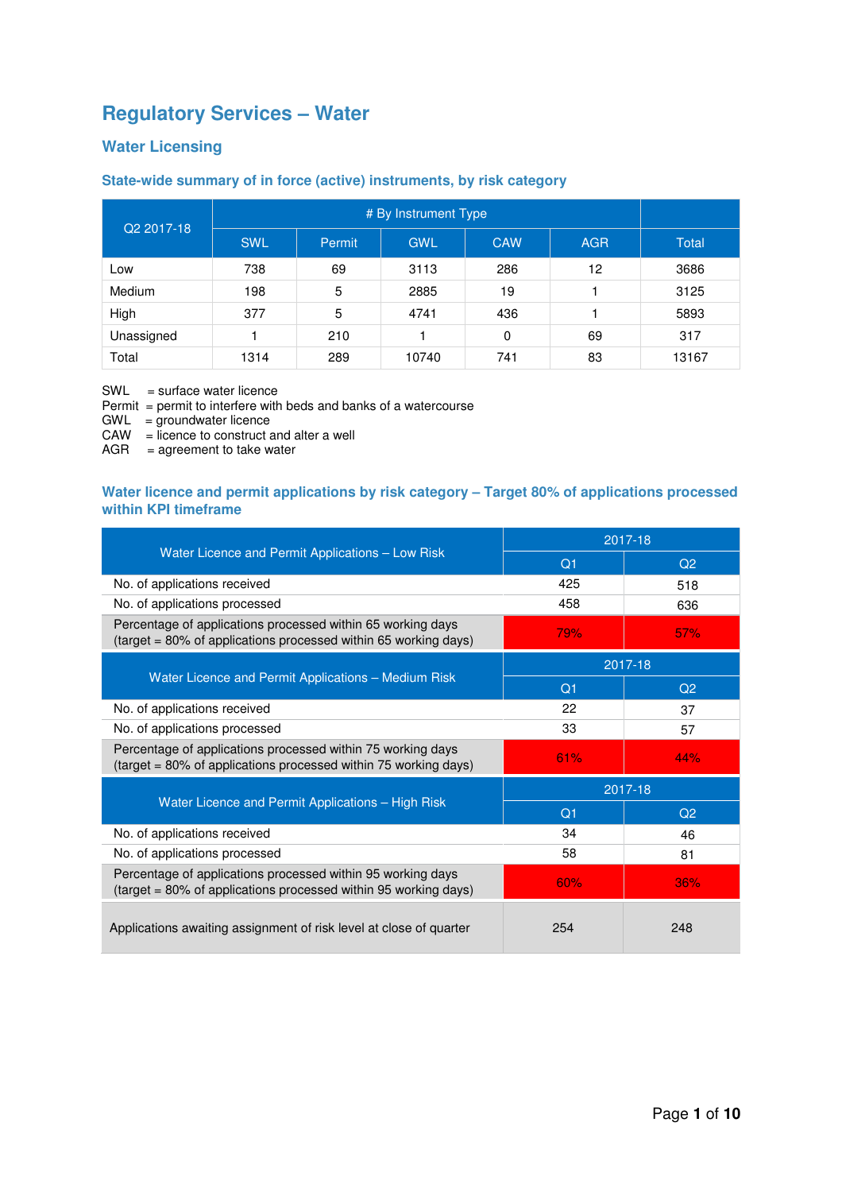# Regulatory Services – Water

## Water Licensing

### State-wide summary of in force (active) instruments, by risk category

| Q2 2017-18 | # By Instrument Type | | | | | |
|---|---|---|---|---|---|---|
| | SWL | Permit | GWL | CAW | AGR | Total |
| Low | 738 | 69 | 3113 | 286 | 12 | 3686 |
| Medium | 198 | 5 | 2885 | 19 | 1 | 3125 |
| High | 377 | 5 | 4741 | 436 | 1 | 5893 |
| Unassigned | 1 | 210 | 1 | 0 | 69 | 317 |
| Total | 1314 | 289 | 10740 | 741 | 83 | 13167 |

SWL = surface water licence
Permit = permit to interfere with beds and banks of a watercourse
GWL = groundwater licence
CAW = licence to construct and alter a well
AGR = agreement to take water

### Water licence and permit applications by risk category – Target 80% of applications processed within KPI timeframe

| Water Licence and Permit Applications – Low Risk | 2017-18 | |
|---|---|---|
| | Q1 | Q2 |
| No. of applications received | 425 | 518 |
| No. of applications processed | 458 | 636 |
| Percentage of applications processed within 65 working days (target = 80% of applications processed within 65 working days) | 79% | 57% |

| Water Licence and Permit Applications – Medium Risk | 2017-18 | |
|---|---|---|
| | Q1 | Q2 |
| No. of applications received | 22 | 37 |
| No. of applications processed | 33 | 57 |
| Percentage of applications processed within 75 working days (target = 80% of applications processed within 75 working days) | 61% | 44% |

| Water Licence and Permit Applications – High Risk | 2017-18 | |
|---|---|---|
| | Q1 | Q2 |
| No. of applications received | 34 | 46 |
| No. of applications processed | 58 | 81 |
| Percentage of applications processed within 95 working days (target = 80% of applications processed within 95 working days) | 60% | 36% |
| Applications awaiting assignment of risk level at close of quarter | 254 | 248 |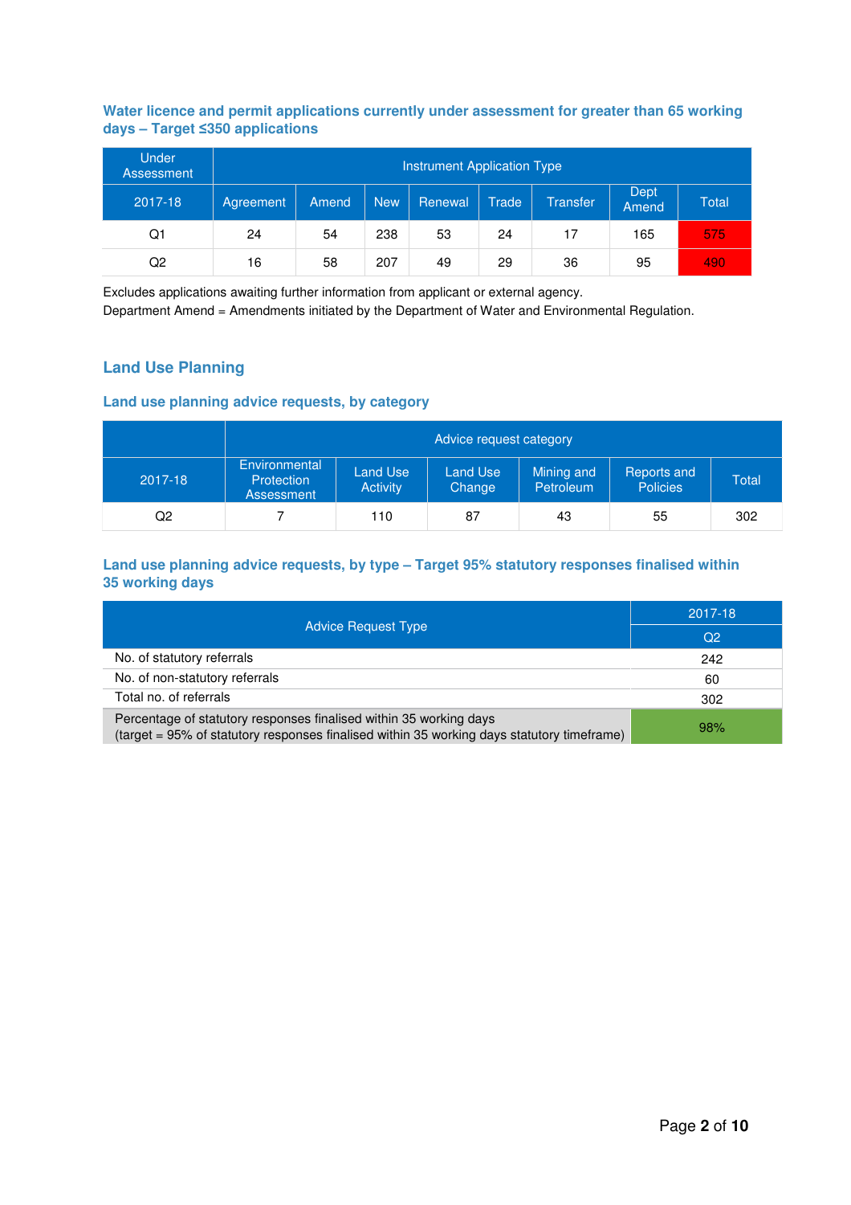### Water licence and permit applications currently under assessment for greater than 65 working days – Target ≤350 applications

| Under Assessment | Instrument Application Type | | | | | | | |
|---|---|---|---|---|---|---|---|---|
| 2017-18 | Agreement | Amend | New | Renewal | Trade | Transfer | Dept Amend | Total |
| Q1 | 24 | 54 | 238 | 53 | 24 | 17 | 165 | 575 |
| Q2 | 16 | 58 | 207 | 49 | 29 | 36 | 95 | 490 |

Excludes applications awaiting further information from applicant or external agency.
Department Amend = Amendments initiated by the Department of Water and Environmental Regulation.

## Land Use Planning

### Land use planning advice requests, by category

| | Advice request category | | | | | |
|---|---|---|---|---|---|---|
| 2017-18 | Environmental Protection Assessment | Land Use Activity | Land Use Change | Mining and Petroleum | Reports and Policies | Total |
| Q2 | 7 | 110 | 87 | 43 | 55 | 302 |

### Land use planning advice requests, by type – Target 95% statutory responses finalised within 35 working days

| Advice Request Type | 2017-18 |
|---|---|
| | Q2 |
| No. of statutory referrals | 242 |
| No. of non-statutory referrals | 60 |
| Total no. of referrals | 302 |
| Percentage of statutory responses finalised within 35 working days (target = 95% of statutory responses finalised within 35 working days statutory timeframe) | 98% |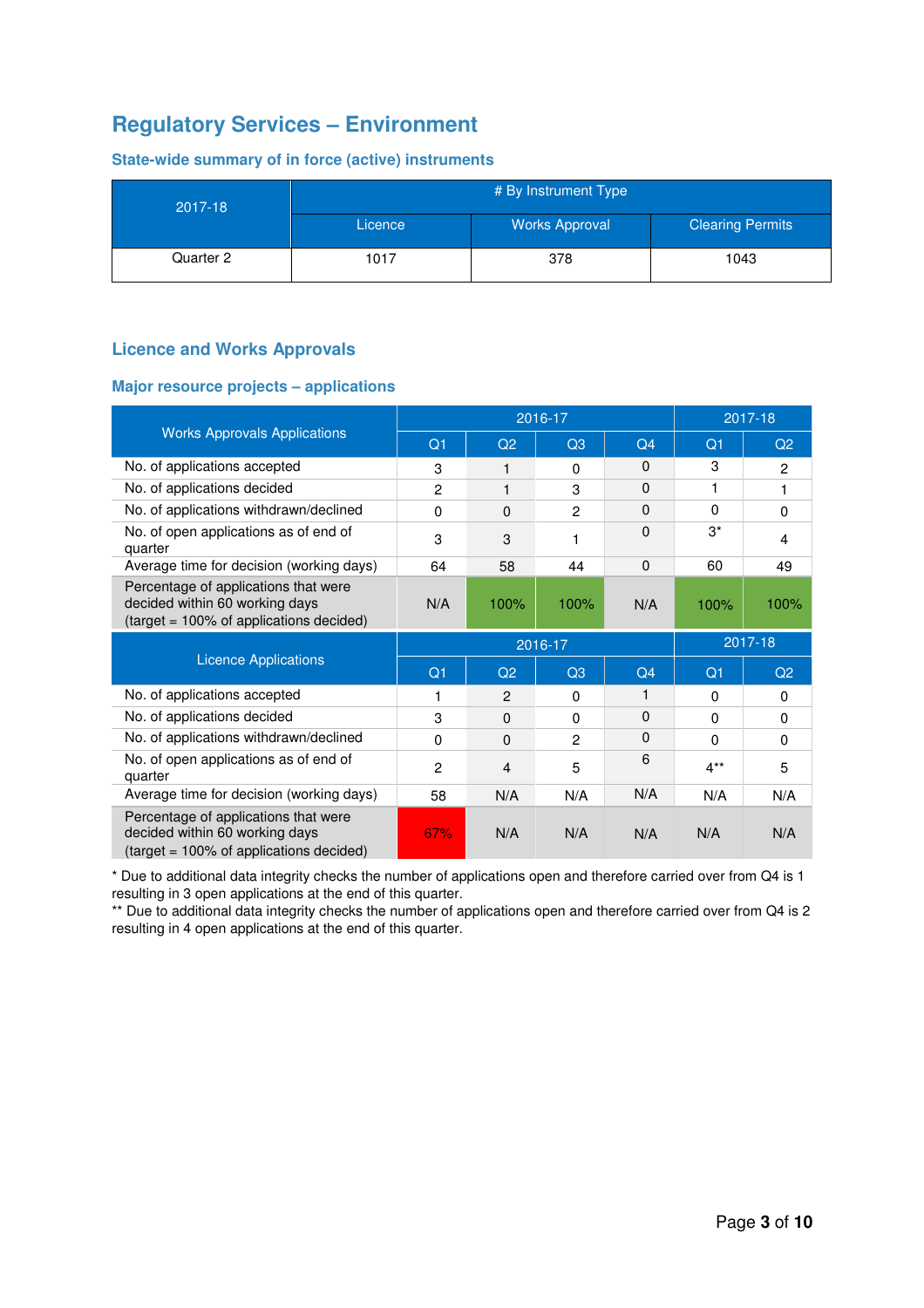# Regulatory Services – Environment

### State-wide summary of in force (active) instruments

| 2017-18 | # By Instrument Type | | |
|---|---|---|---|
| | Licence | Works Approval | Clearing Permits |
| Quarter 2 | 1017 | 378 | 1043 |

## Licence and Works Approvals

### Major resource projects – applications

| Works Approvals Applications | 2016-17 | | | | 2017-18 | |
|---|---|---|---|---|---|---|
| | Q1 | Q2 | Q3 | Q4 | Q1 | Q2 |
| No. of applications accepted | 3 | 1 | 0 | 0 | 3 | 2 |
| No. of applications decided | 2 | 1 | 3 | 0 | 1 | 1 |
| No. of applications withdrawn/declined | 0 | 0 | 2 | 0 | 0 | 0 |
| No. of open applications as of end of quarter | 3 | 3 | 1 | 0 | 3* | 4 |
| Average time for decision (working days) | 64 | 58 | 44 | 0 | 60 | 49 |
| Percentage of applications that were decided within 60 working days (target = 100% of applications decided) | N/A | 100% | 100% | N/A | 100% | 100% |
| **Licence Applications** | **2016-17** | | | | **2017-18** | |
| | Q1 | Q2 | Q3 | Q4 | Q1 | Q2 |
| No. of applications accepted | 1 | 2 | 0 | 1 | 0 | 0 |
| No. of applications decided | 3 | 0 | 0 | 0 | 0 | 0 |
| No. of applications withdrawn/declined | 0 | 0 | 2 | 0 | 0 | 0 |
| No. of open applications as of end of quarter | 2 | 4 | 5 | 6 | 4** | 5 |
| Average time for decision (working days) | 58 | N/A | N/A | N/A | N/A | N/A |
| Percentage of applications that were decided within 60 working days (target = 100% of applications decided) | 67% | N/A | N/A | N/A | N/A | N/A |

* Due to additional data integrity checks the number of applications open and therefore carried over from Q4 is 1 resulting in 3 open applications at the end of this quarter.

** Due to additional data integrity checks the number of applications open and therefore carried over from Q4 is 2 resulting in 4 open applications at the end of this quarter.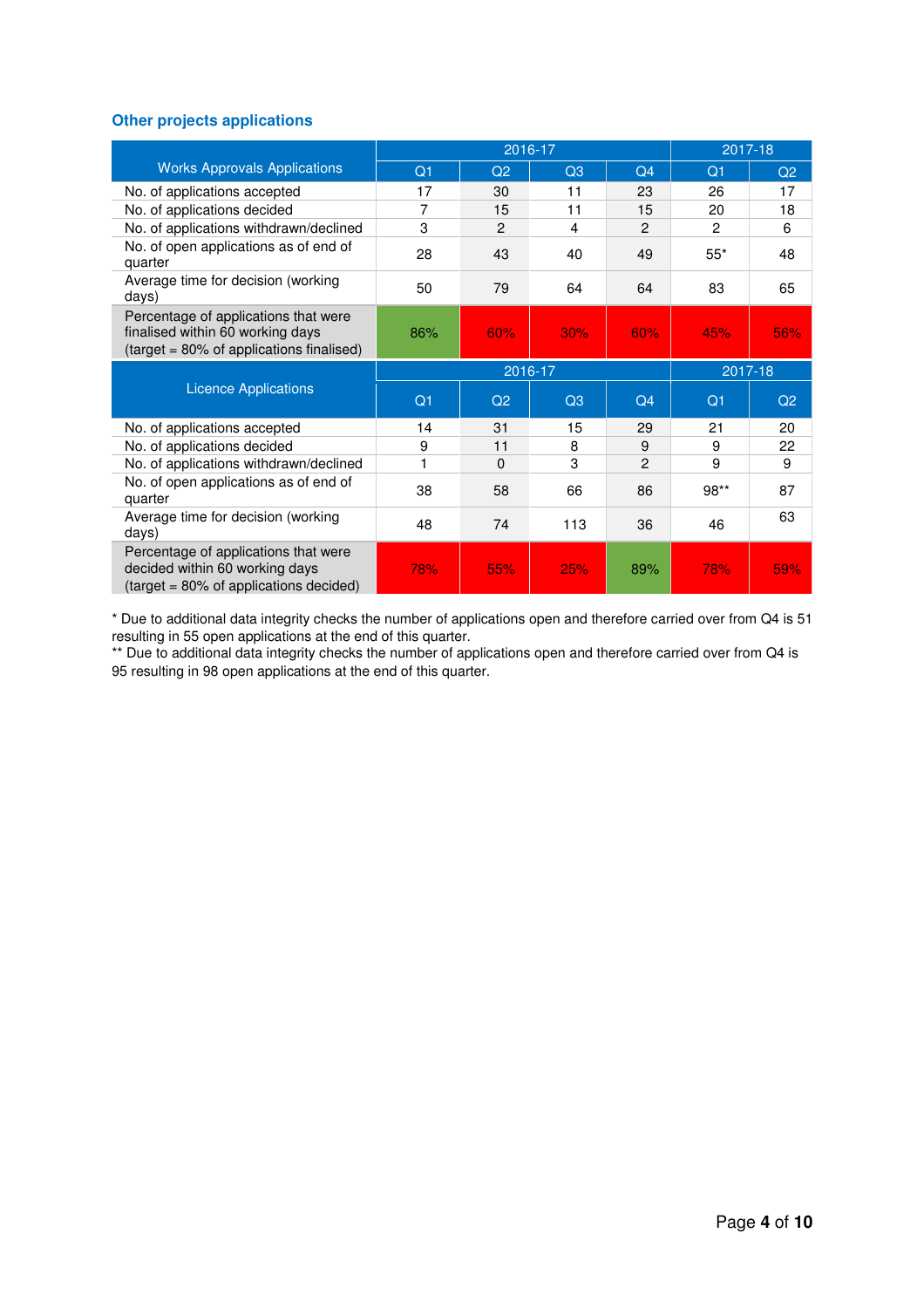## Other projects applications

| Works Approvals Applications | 2016-17 | | | | 2017-18 | |
|---|---|---|---|---|---|---|
| | Q1 | Q2 | Q3 | Q4 | Q1 | Q2 |
| No. of applications accepted | 17 | 30 | 11 | 23 | 26 | 17 |
| No. of applications decided | 7 | 15 | 11 | 15 | 20 | 18 |
| No. of applications withdrawn/declined | 3 | 2 | 4 | 2 | 2 | 6 |
| No. of open applications as of end of quarter | 28 | 43 | 40 | 49 | 55* | 48 |
| Average time for decision (working days) | 50 | 79 | 64 | 64 | 83 | 65 |
| Percentage of applications that were finalised within 60 working days (target = 80% of applications finalised) | 86% | 60% | 30% | 60% | 45% | 56% |

| Licence Applications | 2016-17 | | | | 2017-18 | |
|---|---|---|---|---|---|---|
| | Q1 | Q2 | Q3 | Q4 | Q1 | Q2 |
| No. of applications accepted | 14 | 31 | 15 | 29 | 21 | 20 |
| No. of applications decided | 9 | 11 | 8 | 9 | 9 | 22 |
| No. of applications withdrawn/declined | 1 | 0 | 3 | 2 | 9 | 9 |
| No. of open applications as of end of quarter | 38 | 58 | 66 | 86 | 98** | 87 |
| Average time for decision (working days) | 48 | 74 | 113 | 36 | 46 | 63 |
| Percentage of applications that were decided within 60 working days (target = 80% of applications decided) | 78% | 55% | 25% | 89% | 78% | 59% |

* Due to additional data integrity checks the number of applications open and therefore carried over from Q4 is 51 resulting in 55 open applications at the end of this quarter.

** Due to additional data integrity checks the number of applications open and therefore carried over from Q4 is 95 resulting in 98 open applications at the end of this quarter.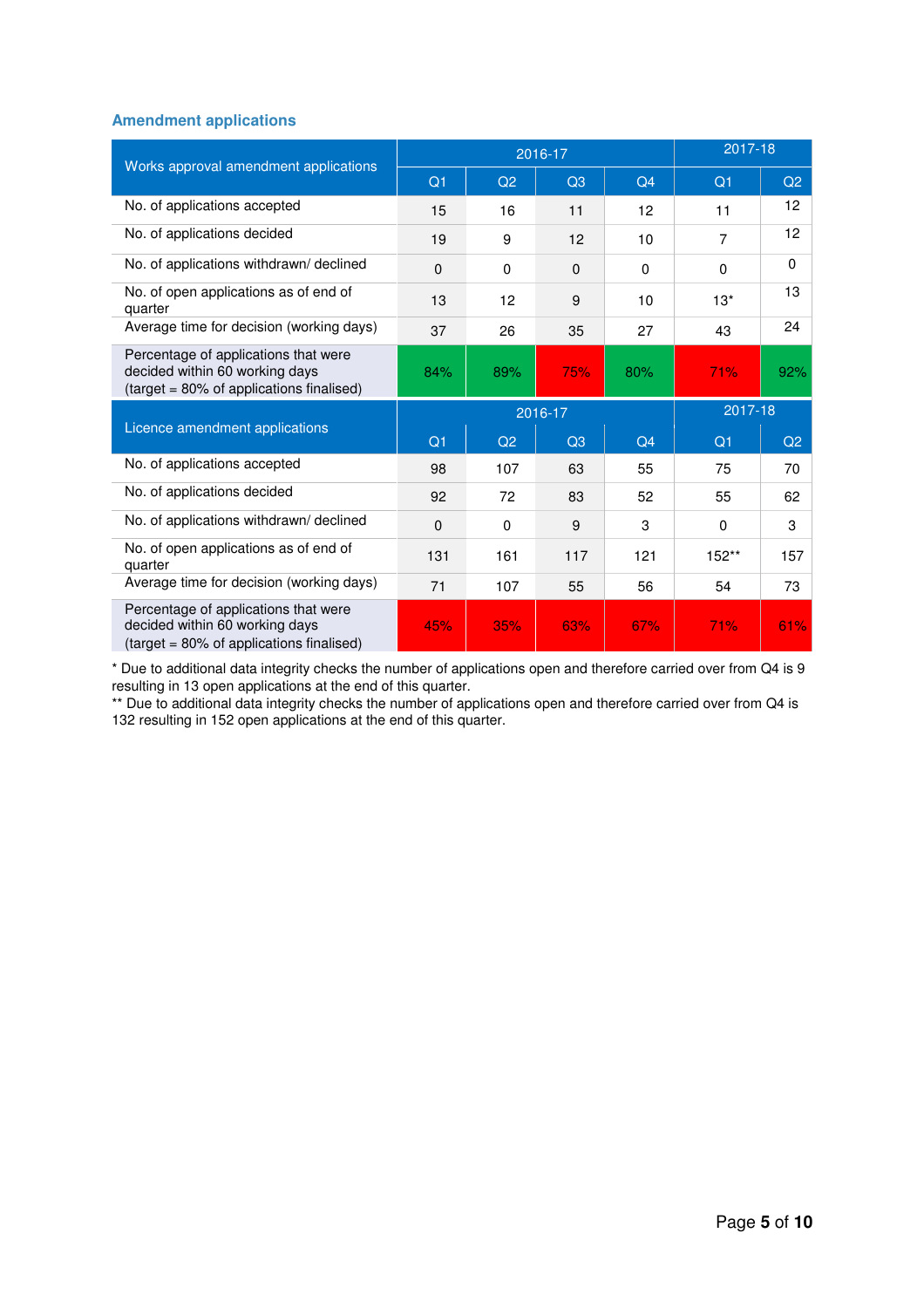### Amendment applications

| Works approval amendment applications | 2016-17 | | | | 2017-18 | |
|---|---|---|---|---|---|---|
| | Q1 | Q2 | Q3 | Q4 | Q1 | Q2 |
| No. of applications accepted | 15 | 16 | 11 | 12 | 11 | 12 |
| No. of applications decided | 19 | 9 | 12 | 10 | 7 | 12 |
| No. of applications withdrawn/ declined | 0 | 0 | 0 | 0 | 0 | 0 |
| No. of open applications as of end of quarter | 13 | 12 | 9 | 10 | 13* | 13 |
| Average time for decision (working days) | 37 | 26 | 35 | 27 | 43 | 24 |
| Percentage of applications that were decided within 60 working days (target = 80% of applications finalised) | 84% | 89% | 75% | 80% | 71% | 92% |

| Licence amendment applications | 2016-17 | | | | 2017-18 | |
|---|---|---|---|---|---|---|
| | Q1 | Q2 | Q3 | Q4 | Q1 | Q2 |
| No. of applications accepted | 98 | 107 | 63 | 55 | 75 | 70 |
| No. of applications decided | 92 | 72 | 83 | 52 | 55 | 62 |
| No. of applications withdrawn/ declined | 0 | 0 | 9 | 3 | 0 | 3 |
| No. of open applications as of end of quarter | 131 | 161 | 117 | 121 | 152** | 157 |
| Average time for decision (working days) | 71 | 107 | 55 | 56 | 54 | 73 |
| Percentage of applications that were decided within 60 working days (target = 80% of applications finalised) | 45% | 35% | 63% | 67% | 71% | 61% |

* Due to additional data integrity checks the number of applications open and therefore carried over from Q4 is 9 resulting in 13 open applications at the end of this quarter.

** Due to additional data integrity checks the number of applications open and therefore carried over from Q4 is 132 resulting in 152 open applications at the end of this quarter.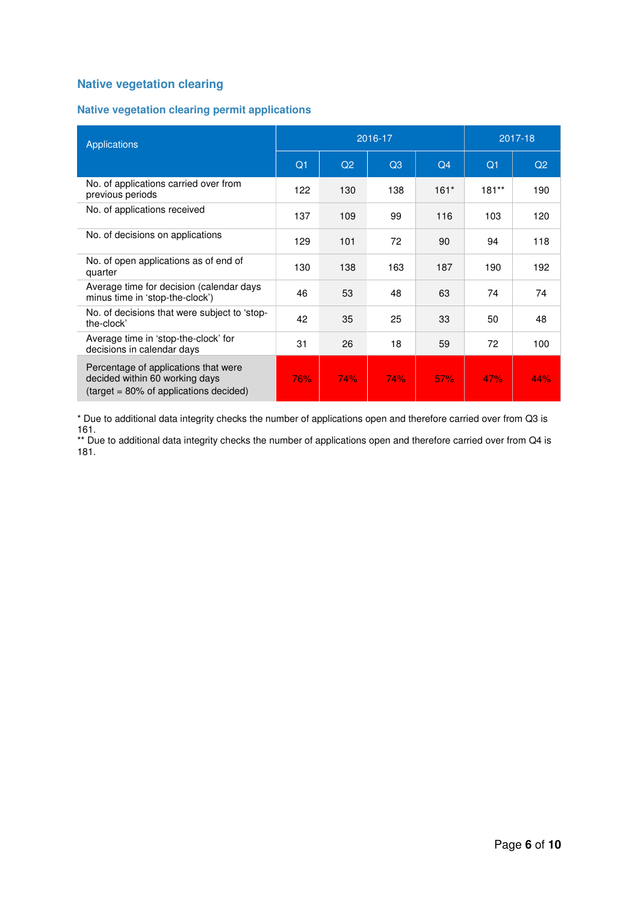## Native vegetation clearing

### Native vegetation clearing permit applications

| Applications | 2016-17 | | | | 2017-18 | |
|---|---|---|---|---|---|---|
| | Q1 | Q2 | Q3 | Q4 | Q1 | Q2 |
| No. of applications carried over from previous periods | 122 | 130 | 138 | 161* | 181** | 190 |
| No. of applications received | 137 | 109 | 99 | 116 | 103 | 120 |
| No. of decisions on applications | 129 | 101 | 72 | 90 | 94 | 118 |
| No. of open applications as of end of quarter | 130 | 138 | 163 | 187 | 190 | 192 |
| Average time for decision (calendar days minus time in 'stop-the-clock') | 46 | 53 | 48 | 63 | 74 | 74 |
| No. of decisions that were subject to 'stop-the-clock' | 42 | 35 | 25 | 33 | 50 | 48 |
| Average time in 'stop-the-clock' for decisions in calendar days | 31 | 26 | 18 | 59 | 72 | 100 |
| Percentage of applications that were decided within 60 working days (target = 80% of applications decided) | 76% | 74% | 74% | 57% | 47% | 44% |

* Due to additional data integrity checks the number of applications open and therefore carried over from Q3 is 161.
** Due to additional data integrity checks the number of applications open and therefore carried over from Q4 is 181.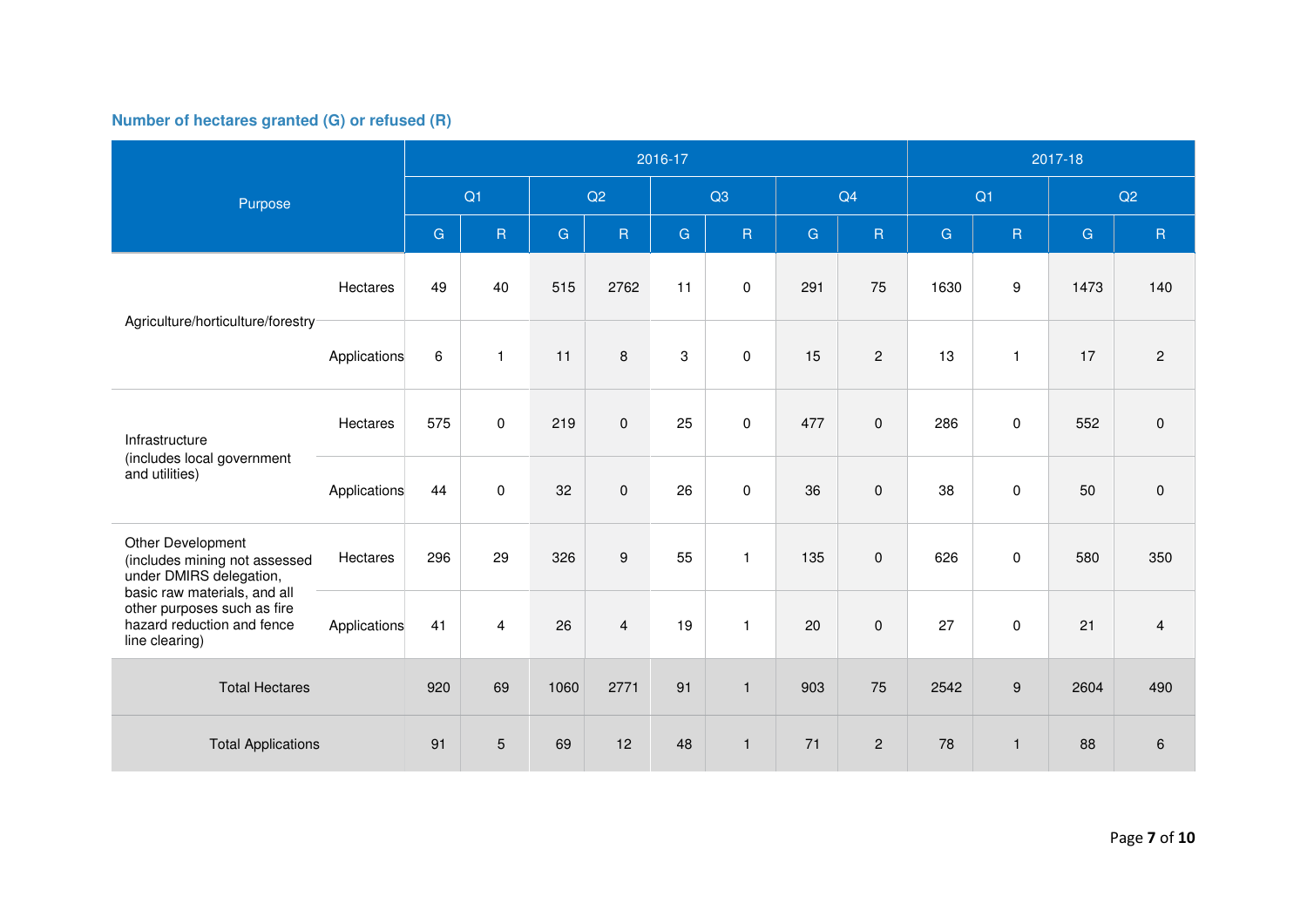### Number of hectares granted (G) or refused (R)

| Purpose | | 2016-17 | | | | | | | | 2017-18 | | | |
|---|---|---|---|---|---|---|---|---|---|---|---|---|---|
| | | Q1 | | Q2 | | Q3 | | Q4 | | Q1 | | Q2 | |
| | | G | R | G | R | G | R | G | R | G | R | G | R |
| Agriculture/horticulture/forestry | Hectares | 49 | 40 | 515 | 2762 | 11 | 0 | 291 | 75 | 1630 | 9 | 1473 | 140 |
| | Applications | 6 | 1 | 11 | 8 | 3 | 0 | 15 | 2 | 13 | 1 | 17 | 2 |
| Infrastructure (includes local government and utilities) | Hectares | 575 | 0 | 219 | 0 | 25 | 0 | 477 | 0 | 286 | 0 | 552 | 0 |
| | Applications | 44 | 0 | 32 | 0 | 26 | 0 | 36 | 0 | 38 | 0 | 50 | 0 |
| Other Development (includes mining not assessed under DMIRS delegation, basic raw materials, and all other purposes such as fire hazard reduction and fence line clearing) | Hectares | 296 | 29 | 326 | 9 | 55 | 1 | 135 | 0 | 626 | 0 | 580 | 350 |
| | Applications | 41 | 4 | 26 | 4 | 19 | 1 | 20 | 0 | 27 | 0 | 21 | 4 |
| Total Hectares | | 920 | 69 | 1060 | 2771 | 91 | 1 | 903 | 75 | 2542 | 9 | 2604 | 490 |
| Total Applications | | 91 | 5 | 69 | 12 | 48 | 1 | 71 | 2 | 78 | 1 | 88 | 6 |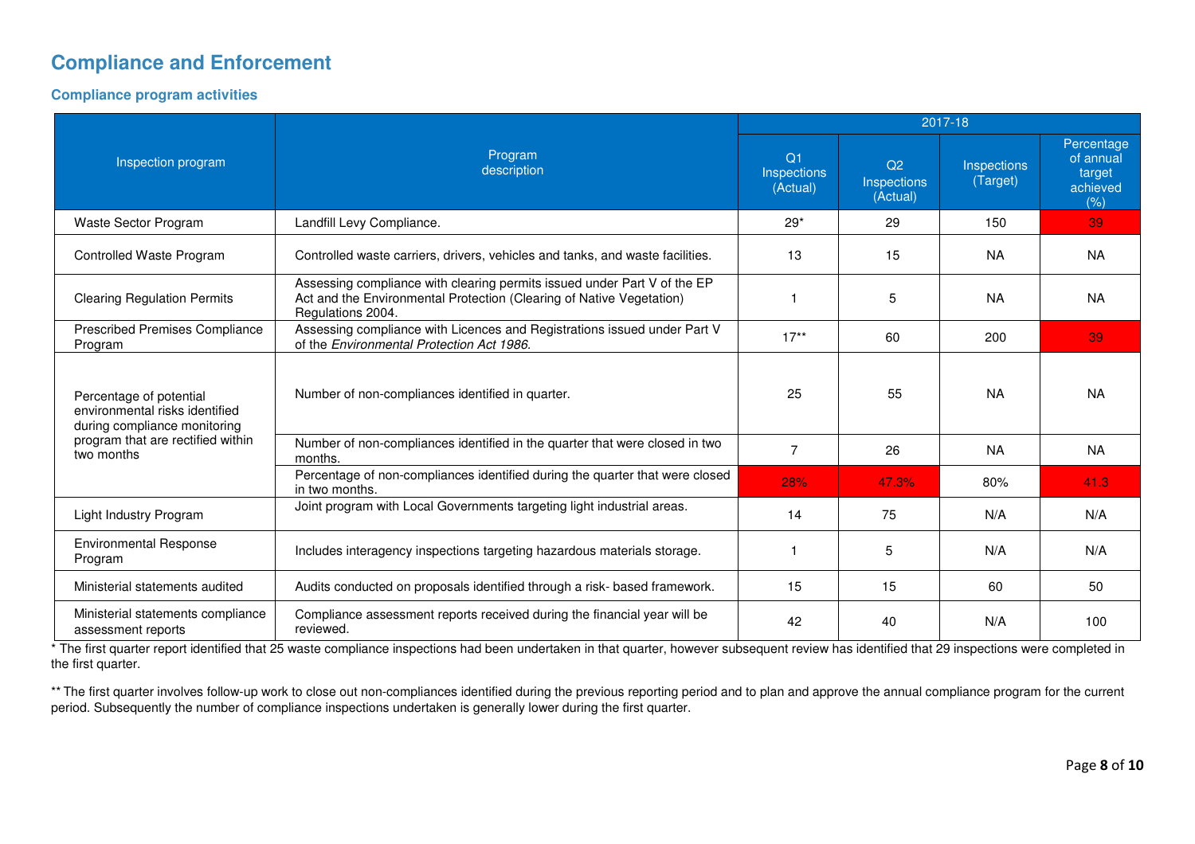## Compliance and Enforcement

### Compliance program activities

| Inspection program | Program description | 2017-18 | | | |
|---|---|---|---|---|---|
| | | Q1 Inspections (Actual) | Q2 Inspections (Actual) | Inspections (Target) | Percentage of annual target achieved (%) |
| Waste Sector Program | Landfill Levy Compliance. | 29* | 29 | 150 | 39 |
| Controlled Waste Program | Controlled waste carriers, drivers, vehicles and tanks, and waste facilities. | 13 | 15 | NA | NA |
| Clearing Regulation Permits | Assessing compliance with clearing permits issued under Part V of the EP Act and the Environmental Protection (Clearing of Native Vegetation) Regulations 2004. | 1 | 5 | NA | NA |
| Prescribed Premises Compliance Program | Assessing compliance with Licences and Registrations issued under Part V of the *Environmental Protection Act 1986*. | 17** | 60 | 200 | 39 |
| Percentage of potential environmental risks identified during compliance monitoring program that are rectified within two months | Number of non-compliances identified in quarter. | 25 | 55 | NA | NA |
| | Number of non-compliances identified in the quarter that were closed in two months. | 7 | 26 | NA | NA |
| | Percentage of non-compliances identified during the quarter that were closed in two months. | 28% | 47.3% | 80% | 41.3 |
| Light Industry Program | Joint program with Local Governments targeting light industrial areas. | 14 | 75 | N/A | N/A |
| Environmental Response Program | Includes interagency inspections targeting hazardous materials storage. | 1 | 5 | N/A | N/A |
| Ministerial statements audited | Audits conducted on proposals identified through a risk- based framework. | 15 | 15 | 60 | 50 |
| Ministerial statements compliance assessment reports | Compliance assessment reports received during the financial year will be reviewed. | 42 | 40 | N/A | 100 |

* The first quarter report identified that 25 waste compliance inspections had been undertaken in that quarter, however subsequent review has identified that 29 inspections were completed in the first quarter.

** The first quarter involves follow-up work to close out non-compliances identified during the previous reporting period and to plan and approve the annual compliance program for the current period. Subsequently the number of compliance inspections undertaken is generally lower during the first quarter.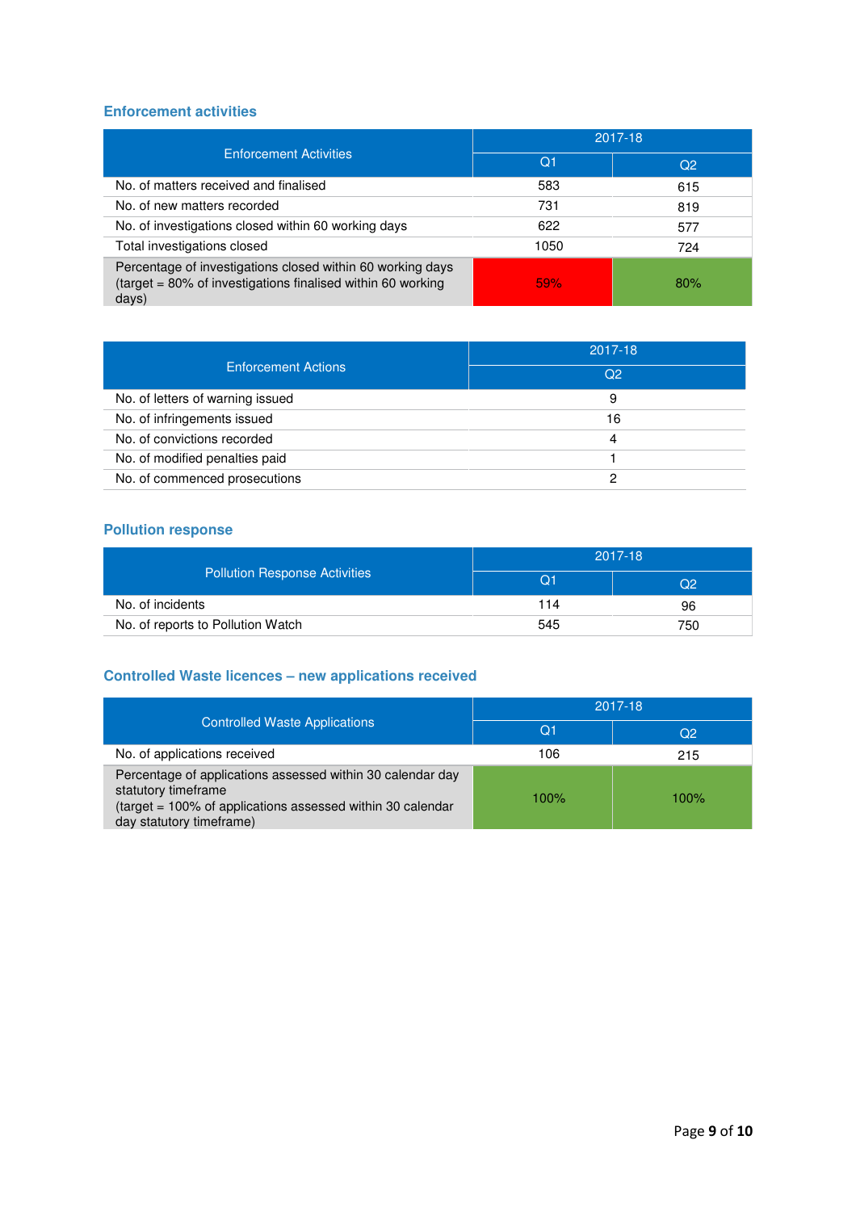## Enforcement activities

| Enforcement Activities | 2017-18 | |
|---|---|---|
| | Q1 | Q2 |
| No. of matters received and finalised | 583 | 615 |
| No. of new matters recorded | 731 | 819 |
| No. of investigations closed within 60 working days | 622 | 577 |
| Total investigations closed | 1050 | 724 |
| Percentage of investigations closed within 60 working days (target = 80% of investigations finalised within 60 working days) | 59% | 80% |

| Enforcement Actions | 2017-18 |
|---|---|
| | Q2 |
| No. of letters of warning issued | 9 |
| No. of infringements issued | 16 |
| No. of convictions recorded | 4 |
| No. of modified penalties paid | 1 |
| No. of commenced prosecutions | 2 |

## Pollution response

| Pollution Response Activities | 2017-18 | |
|---|---|---|
| | Q1 | Q2 |
| No. of incidents | 114 | 96 |
| No. of reports to Pollution Watch | 545 | 750 |

## Controlled Waste licences – new applications received

| Controlled Waste Applications | 2017-18 | |
|---|---|---|
| | Q1 | Q2 |
| No. of applications received | 106 | 215 |
| Percentage of applications assessed within 30 calendar day statutory timeframe (target = 100% of applications assessed within 30 calendar day statutory timeframe) | 100% | 100% |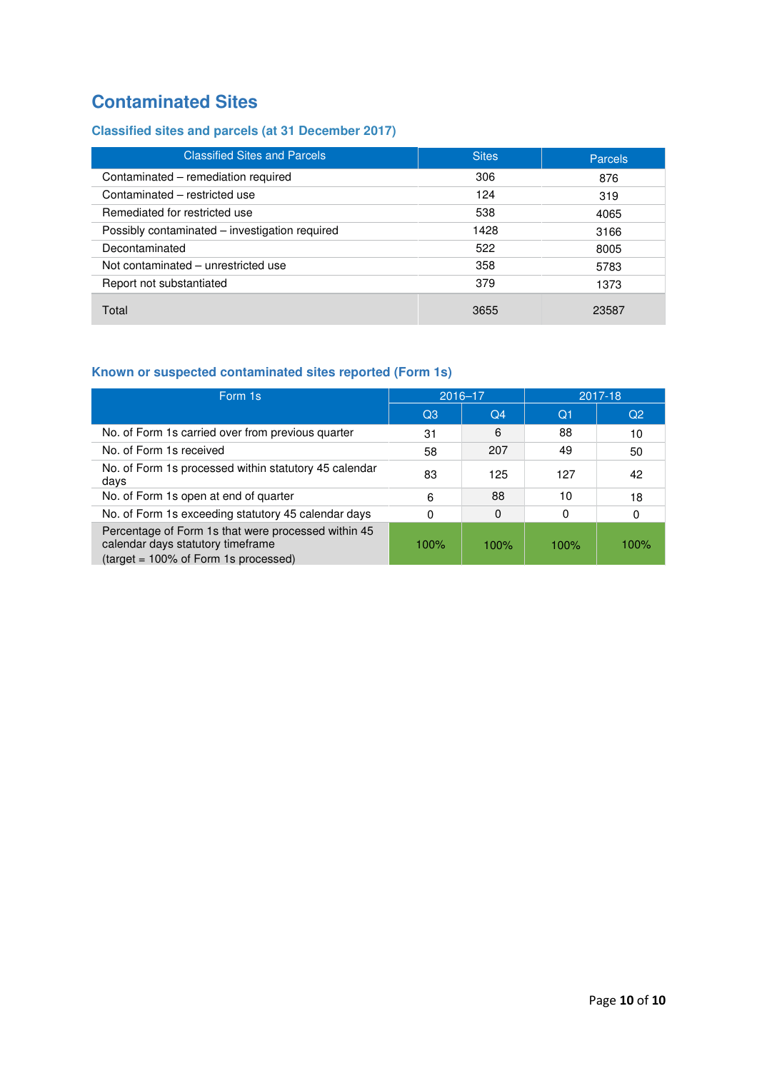# Contaminated Sites

## Classified sites and parcels (at 31 December 2017)

| Classified Sites and Parcels | Sites | Parcels |
|---|---|---|
| Contaminated – remediation required | 306 | 876 |
| Contaminated – restricted use | 124 | 319 |
| Remediated for restricted use | 538 | 4065 |
| Possibly contaminated – investigation required | 1428 | 3166 |
| Decontaminated | 522 | 8005 |
| Not contaminated – unrestricted use | 358 | 5783 |
| Report not substantiated | 379 | 1373 |
| Total | 3655 | 23587 |

## Known or suspected contaminated sites reported (Form 1s)

| Form 1s | 2016–17 | | 2017-18 | |
|---|---|---|---|---|
| | Q3 | Q4 | Q1 | Q2 |
| No. of Form 1s carried over from previous quarter | 31 | 6 | 88 | 10 |
| No. of Form 1s received | 58 | 207 | 49 | 50 |
| No. of Form 1s processed within statutory 45 calendar days | 83 | 125 | 127 | 42 |
| No. of Form 1s open at end of quarter | 6 | 88 | 10 | 18 |
| No. of Form 1s exceeding statutory 45 calendar days | 0 | 0 | 0 | 0 |
| Percentage of Form 1s that were processed within 45 calendar days statutory timeframe (target = 100% of Form 1s processed) | 100% | 100% | 100% | 100% |